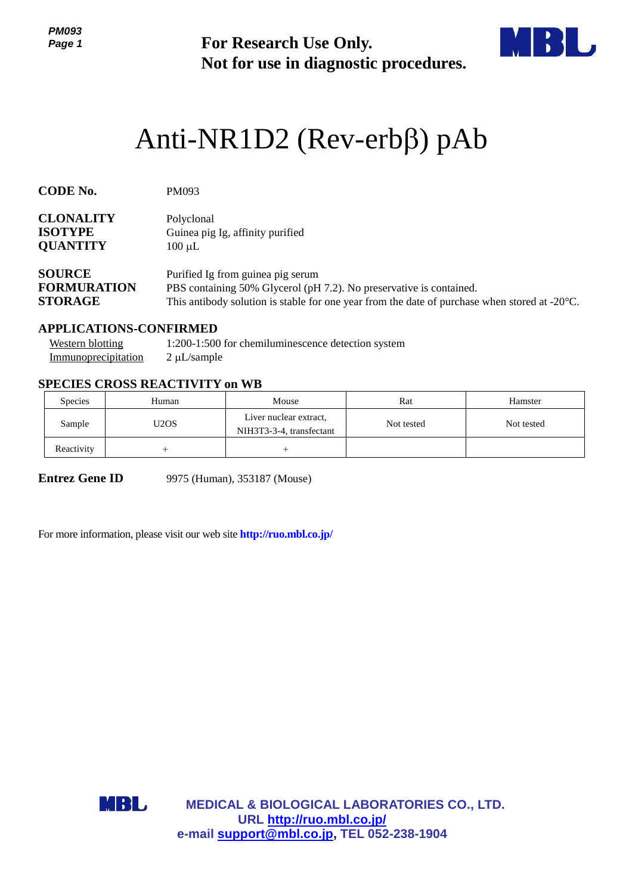**For Research Use Only.**
**Not for use in diagnostic procedures.**

# Anti-NR1D2 (Rev-erbβ) pAb

**CODE No.** PM093

**CLONALITY** Polyclonal
**ISOTYPE** Guinea pig Ig, affinity purified
**QUANTITY** 100 μL

**SOURCE** Purified Ig from guinea pig serum
**FORMURATION** PBS containing 50% Glycerol (pH 7.2). No preservative is contained.
**STORAGE** This antibody solution is stable for one year from the date of purchase when stored at -20°C.

**APPLICATIONS-CONFIRMED**

Western blotting 1:200-1:500 for chemiluminescence detection system
Immunoprecipitation 2 μL/sample

**SPECIES CROSS REACTIVITY on WB**

| Species | Human | Mouse | Rat | Hamster |
|---|---|---|---|---|
| Sample | U2OS | Liver nuclear extract, NIH3T3-3-4, transfectant | Not tested | Not tested |
| Reactivity | + | + | | |

**Entrez Gene ID** 9975 (Human), 353187 (Mouse)

For more information, please visit our web site **http://ruo.mbl.co.jp/**

**MEDICAL & BIOLOGICAL LABORATORIES CO., LTD.**
**URL http://ruo.mbl.co.jp/**
**e-mail support@mbl.co.jp, TEL 052-238-1904**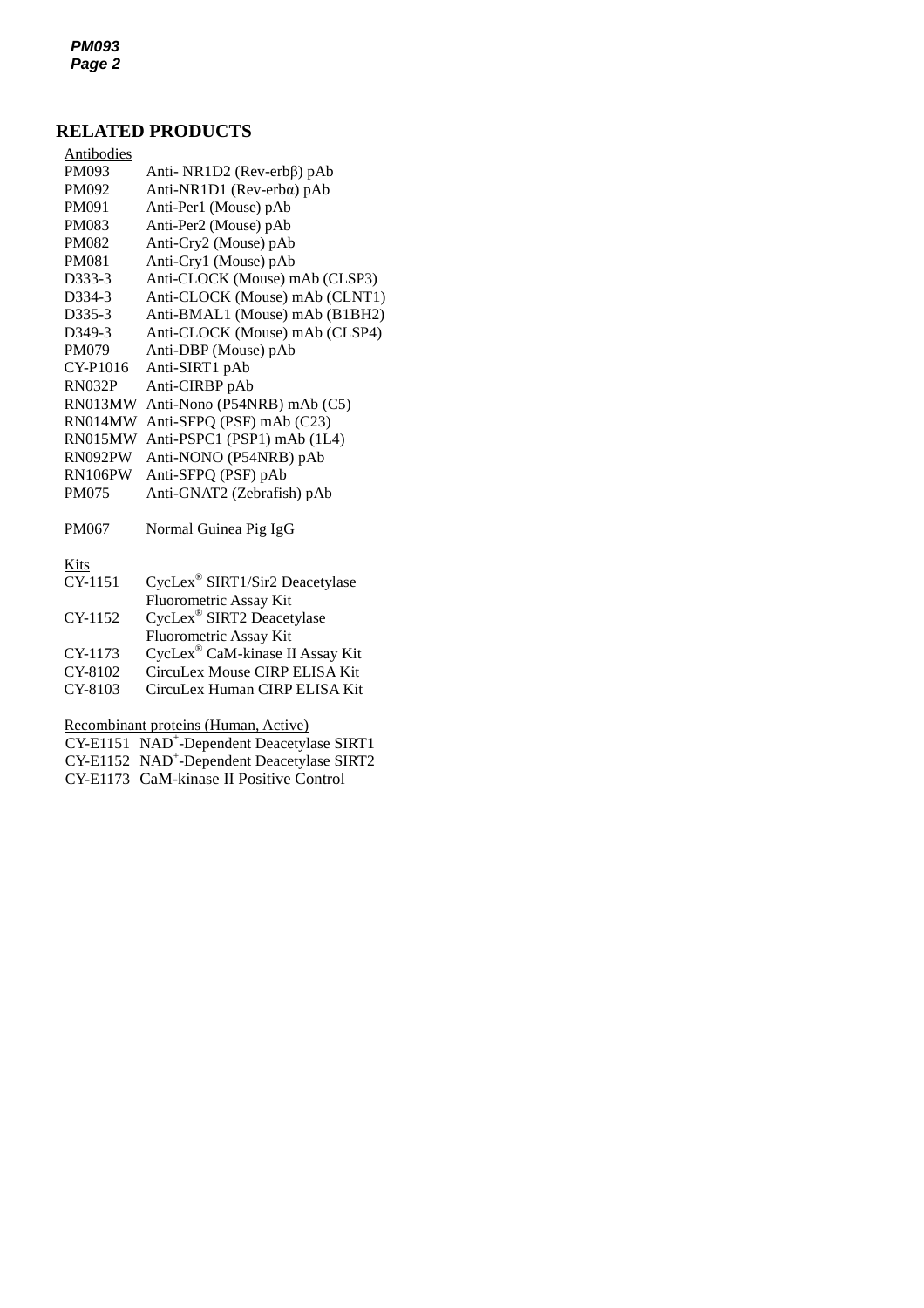## RELATED PRODUCTS

Antibodies

| | |
|---|---|
| PM093 | Anti- NR1D2 (Rev-erbβ) pAb |
| PM092 | Anti-NR1D1 (Rev-erbα) pAb |
| PM091 | Anti-Per1 (Mouse) pAb |
| PM083 | Anti-Per2 (Mouse) pAb |
| PM082 | Anti-Cry2 (Mouse) pAb |
| PM081 | Anti-Cry1 (Mouse) pAb |
| D333-3 | Anti-CLOCK (Mouse) mAb (CLSP3) |
| D334-3 | Anti-CLOCK (Mouse) mAb (CLNT1) |
| D335-3 | Anti-BMAL1 (Mouse) mAb (B1BH2) |
| D349-3 | Anti-CLOCK (Mouse) mAb (CLSP4) |
| PM079 | Anti-DBP (Mouse) pAb |
| CY-P1016 | Anti-SIRT1 pAb |
| RN032P | Anti-CIRBP pAb |
| RN013MW | Anti-Nono (P54NRB) mAb (C5) |
| RN014MW | Anti-SFPQ (PSF) mAb (C23) |
| RN015MW | Anti-PSPC1 (PSP1) mAb (1L4) |
| RN092PW | Anti-NONO (P54NRB) pAb |
| RN106PW | Anti-SFPQ (PSF) pAb |
| PM075 | Anti-GNAT2 (Zebrafish) pAb |
| PM067 | Normal Guinea Pig IgG |

Kits

| | |
|---|---|
| CY-1151 | CycLex® SIRT1/Sir2 Deacetylase Fluorometric Assay Kit |
| CY-1152 | CycLex® SIRT2 Deacetylase Fluorometric Assay Kit |
| CY-1173 | CycLex® CaM-kinase II Assay Kit |
| CY-8102 | CircuLex Mouse CIRP ELISA Kit |
| CY-8103 | CircuLex Human CIRP ELISA Kit |

Recombinant proteins (Human, Active)

| | |
|---|---|
| CY-E1151 | $NAD^+$-Dependent Deacetylase SIRT1 |
| CY-E1152 | $NAD^+$-Dependent Deacetylase SIRT2 |
| CY-E1173 | CaM-kinase II Positive Control |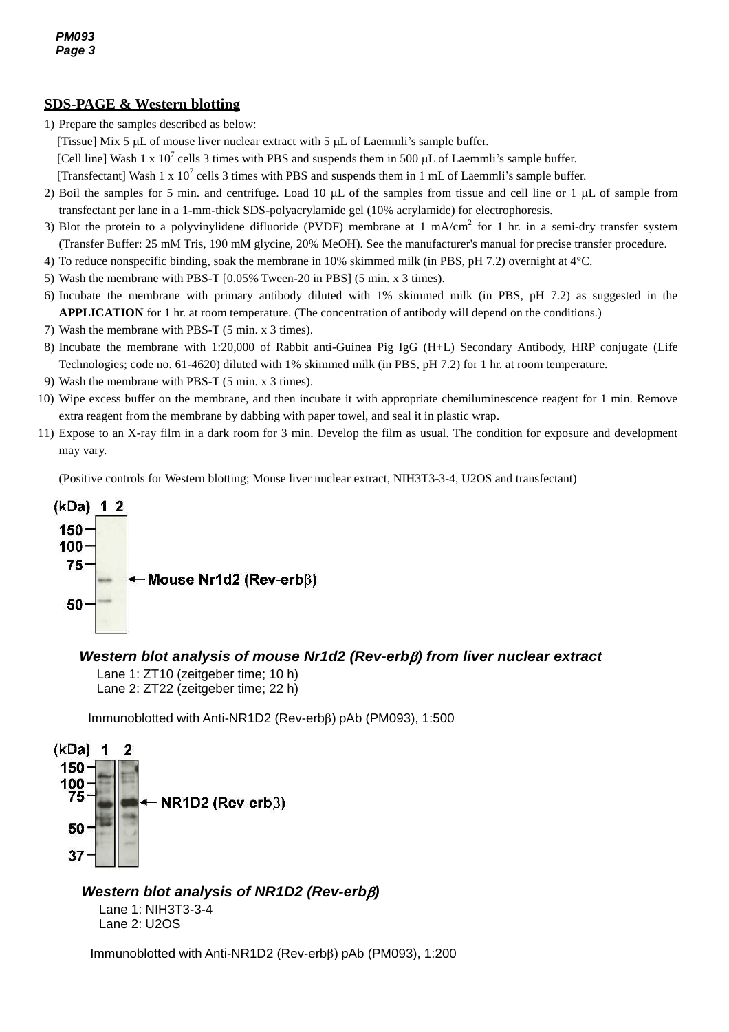## SDS-PAGE & Western blotting

1) Prepare the samples described as below:
   [Tissue] Mix 5 μL of mouse liver nuclear extract with 5 μL of Laemmli's sample buffer.
   [Cell line] Wash 1 x $10^7$ cells 3 times with PBS and suspends them in 500 μL of Laemmli's sample buffer.
   [Transfectant] Wash 1 x $10^7$ cells 3 times with PBS and suspends them in 1 mL of Laemmli's sample buffer.
2) Boil the samples for 5 min. and centrifuge. Load 10 μL of the samples from tissue and cell line or 1 μL of sample from transfectant per lane in a 1-mm-thick SDS-polyacrylamide gel (10% acrylamide) for electrophoresis.
3) Blot the protein to a polyvinylidene difluoride (PVDF) membrane at 1 mA/$cm^2$ for 1 hr. in a semi-dry transfer system (Transfer Buffer: 25 mM Tris, 190 mM glycine, 20% MeOH). See the manufacturer's manual for precise transfer procedure.
4) To reduce nonspecific binding, soak the membrane in 10% skimmed milk (in PBS, pH 7.2) overnight at 4°C.
5) Wash the membrane with PBS-T [0.05% Tween-20 in PBS] (5 min. x 3 times).
6) Incubate the membrane with primary antibody diluted with 1% skimmed milk (in PBS, pH 7.2) as suggested in the **APPLICATION** for 1 hr. at room temperature. (The concentration of antibody will depend on the conditions.)
7) Wash the membrane with PBS-T (5 min. x 3 times).
8) Incubate the membrane with 1:20,000 of Rabbit anti-Guinea Pig IgG (H+L) Secondary Antibody, HRP conjugate (Life Technologies; code no. 61-4620) diluted with 1% skimmed milk (in PBS, pH 7.2) for 1 hr. at room temperature.
9) Wash the membrane with PBS-T (5 min. x 3 times).
10) Wipe excess buffer on the membrane, and then incubate it with appropriate chemiluminescence reagent for 1 min. Remove extra reagent from the membrane by dabbing with paper towel, and seal it in plastic wrap.
11) Expose to an X-ray film in a dark room for 3 min. Develop the film as usual. The condition for exposure and development may vary.

(Positive controls for Western blotting; Mouse liver nuclear extract, NIH3T3-3-4, U2OS and transfectant)

(kDa) 1 2
150 — 100 — 75 — 50 —
← Mouse Nr1d2 (Rev-erbβ)

***Western blot analysis of mouse Nr1d2 (Rev-erbβ) from liver nuclear extract***

Lane 1: ZT10 (zeitgeber time; 10 h)
Lane 2: ZT22 (zeitgeber time; 22 h)

Immunoblotted with Anti-NR1D2 (Rev-erbβ) pAb (PM093), 1:500

(kDa) 1 2
150 — 100 — 75 — 50 — 37 —
← NR1D2 (Rev-erbβ)

***Western blot analysis of NR1D2 (Rev-erbβ)***

Lane 1: NIH3T3-3-4
Lane 2: U2OS

Immunoblotted with Anti-NR1D2 (Rev-erbβ) pAb (PM093), 1:200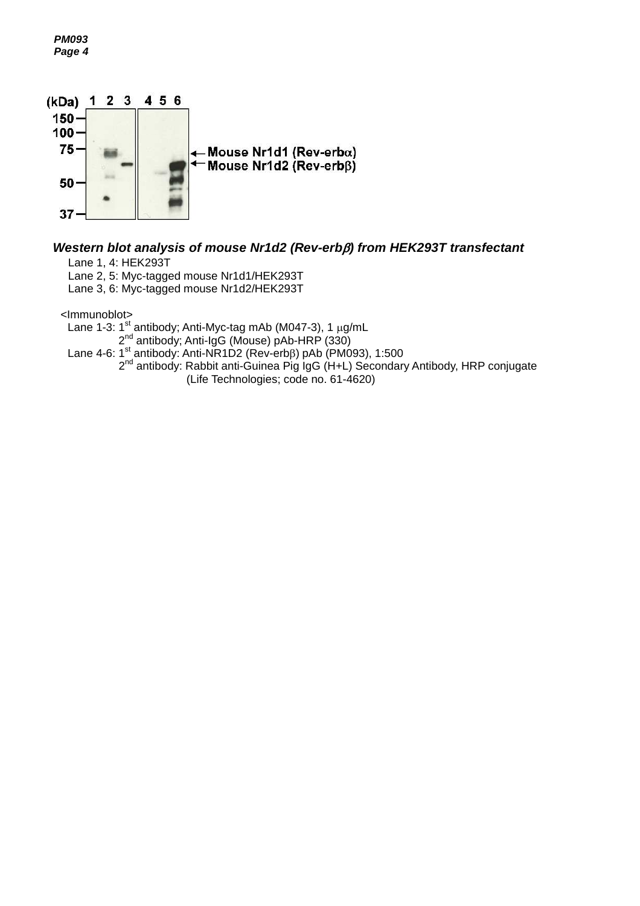***Western blot analysis of mouse Nr1d2 (Rev-erbβ) from HEK293T transfectant***

Lane 1, 4: HEK293T
Lane 2, 5: Myc-tagged mouse Nr1d1/HEK293T
Lane 3, 6: Myc-tagged mouse Nr1d2/HEK293T

<Immunoblot>
Lane 1-3: 1st antibody; Anti-Myc-tag mAb (M047-3), 1 μg/mL
2nd antibody; Anti-IgG (Mouse) pAb-HRP (330)
Lane 4-6: 1st antibody: Anti-NR1D2 (Rev-erbβ) pAb (PM093), 1:500
2nd antibody: Rabbit anti-Guinea Pig IgG (H+L) Secondary Antibody, HRP conjugate (Life Technologies; code no. 61-4620)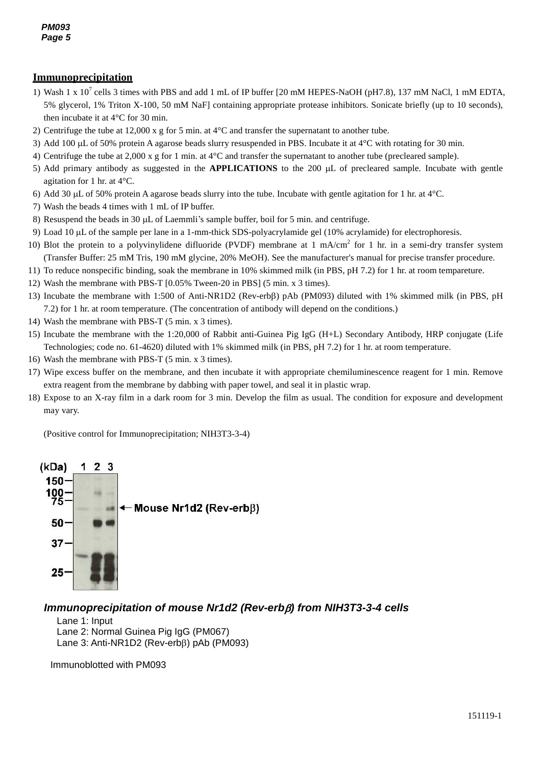## Immunoprecipitation

1) Wash 1 x $10^7$ cells 3 times with PBS and add 1 mL of IP buffer [20 mM HEPES-NaOH (pH7.8), 137 mM NaCl, 1 mM EDTA, 5% glycerol, 1% Triton X-100, 50 mM NaF] containing appropriate protease inhibitors. Sonicate briefly (up to 10 seconds), then incubate it at 4°C for 30 min.
2) Centrifuge the tube at 12,000 x g for 5 min. at 4°C and transfer the supernatant to another tube.
3) Add 100 μL of 50% protein A agarose beads slurry resuspended in PBS. Incubate it at 4°C with rotating for 30 min.
4) Centrifuge the tube at 2,000 x g for 1 min. at 4°C and transfer the supernatant to another tube (precleared sample).
5) Add primary antibody as suggested in the **APPLICATIONS** to the 200 μL of precleared sample. Incubate with gentle agitation for 1 hr. at 4°C.
6) Add 30 μL of 50% protein A agarose beads slurry into the tube. Incubate with gentle agitation for 1 hr. at 4°C.
7) Wash the beads 4 times with 1 mL of IP buffer.
8) Resuspend the beads in 30 μL of Laemmli's sample buffer, boil for 5 min. and centrifuge.
9) Load 10 μL of the sample per lane in a 1-mm-thick SDS-polyacrylamide gel (10% acrylamide) for electrophoresis.
10) Blot the protein to a polyvinylidene difluoride (PVDF) membrane at 1 mA/$cm^2$ for 1 hr. in a semi-dry transfer system (Transfer Buffer: 25 mM Tris, 190 mM glycine, 20% MeOH). See the manufacturer's manual for precise transfer procedure.
11) To reduce nonspecific binding, soak the membrane in 10% skimmed milk (in PBS, pH 7.2) for 1 hr. at room tempareture.
12) Wash the membrane with PBS-T [0.05% Tween-20 in PBS] (5 min. x 3 times).
13) Incubate the membrane with 1:500 of Anti-NR1D2 (Rev-erbβ) pAb (PM093) diluted with 1% skimmed milk (in PBS, pH 7.2) for 1 hr. at room temperature. (The concentration of antibody will depend on the conditions.)
14) Wash the membrane with PBS-T (5 min. x 3 times).
15) Incubate the membrane with the 1:20,000 of Rabbit anti-Guinea Pig IgG (H+L) Secondary Antibody, HRP conjugate (Life Technologies; code no. 61-4620) diluted with 1% skimmed milk (in PBS, pH 7.2) for 1 hr. at room temperature.
16) Wash the membrane with PBS-T (5 min. x 3 times).
17) Wipe excess buffer on the membrane, and then incubate it with appropriate chemiluminescence reagent for 1 min. Remove extra reagent from the membrane by dabbing with paper towel, and seal it in plastic wrap.
18) Expose to an X-ray film in a dark room for 3 min. Develop the film as usual. The condition for exposure and development may vary.

(Positive control for Immunoprecipitation; NIH3T3-3-4)

(kDa) 1 2 3
150
100
75
50
37
25
← Mouse Nr1d2 (Rev-erbβ)

***Immunoprecipitation of mouse Nr1d2 (Rev-erbβ) from NIH3T3-3-4 cells***

Lane 1: Input
Lane 2: Normal Guinea Pig IgG (PM067)
Lane 3: Anti-NR1D2 (Rev-erbβ) pAb (PM093)

Immunoblotted with PM093

151119-1